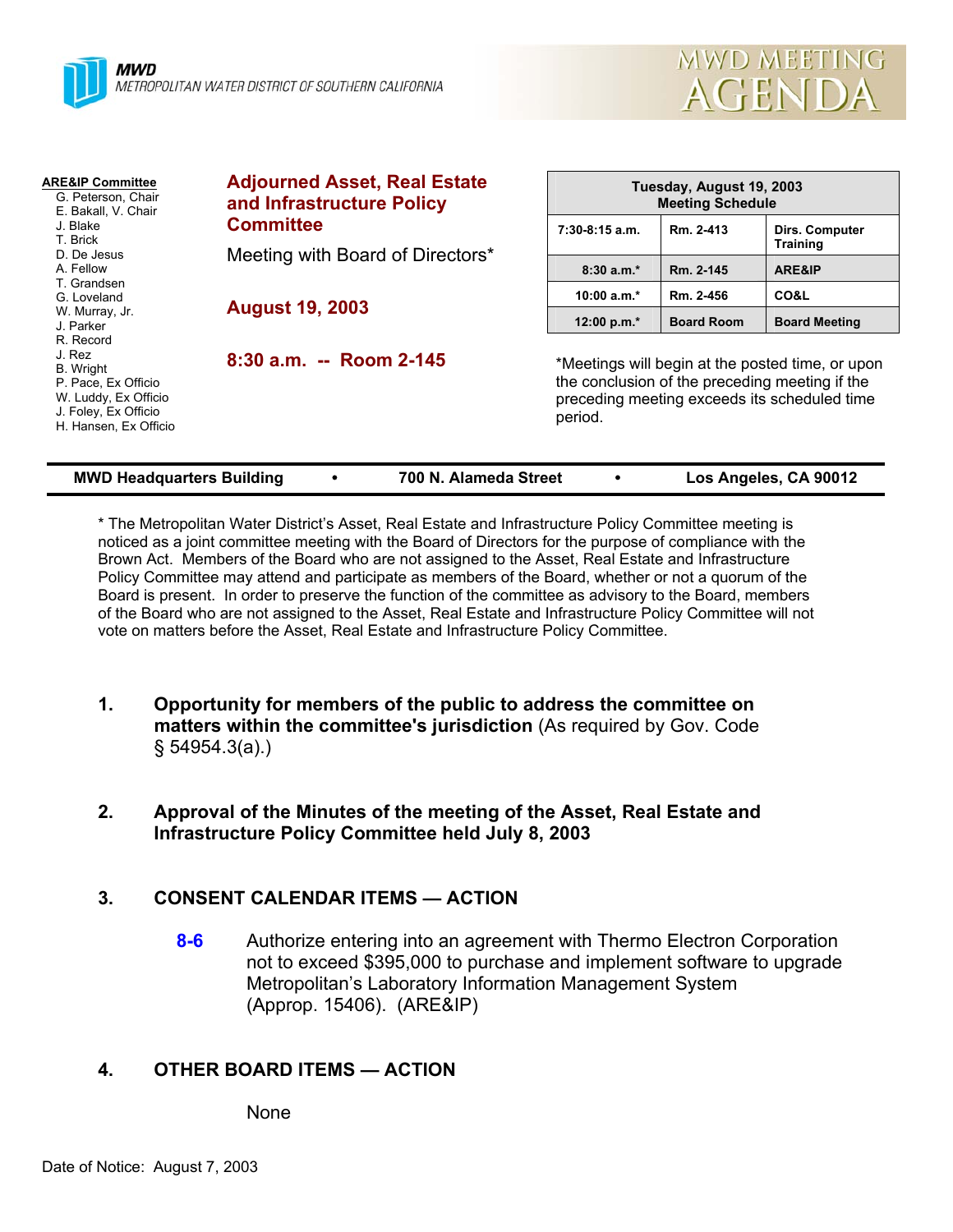**MWD**
METROPOLITAN WATER DISTRICT OF SOUTHERN CALIFORNIA

MWD MEETING AGENDA

**ARE&IP Committee**
G. Peterson, Chair
E. Bakall, V. Chair
J. Blake
T. Brick
D. De Jesus
A. Fellow
T. Grandsen
G. Loveland
W. Murray, Jr.
J. Parker
R. Record
J. Rez
B. Wright
P. Pace, Ex Officio
W. Luddy, Ex Officio
J. Foley, Ex Officio
H. Hansen, Ex Officio

# Adjourned Asset, Real Estate and Infrastructure Policy Committee

Meeting with Board of Directors*

## August 19, 2003

## 8:30 a.m. -- Room 2-145

| Tuesday, August 19, 2003 Meeting Schedule | | |
|---|---|---|
| 7:30-8:15 a.m. | Rm. 2-413 | Dirs. Computer Training |
| 8:30 a.m.* | Rm. 2-145 | ARE&IP |
| 10:00 a.m.* | Rm. 2-456 | CO&L |
| 12:00 p.m.* | Board Room | Board Meeting |

*Meetings will begin at the posted time, or upon the conclusion of the preceding meeting if the preceding meeting exceeds its scheduled time period.

**MWD Headquarters Building • 700 N. Alameda Street • Los Angeles, CA 90012**

* The Metropolitan Water District's Asset, Real Estate and Infrastructure Policy Committee meeting is noticed as a joint committee meeting with the Board of Directors for the purpose of compliance with the Brown Act. Members of the Board who are not assigned to the Asset, Real Estate and Infrastructure Policy Committee may attend and participate as members of the Board, whether or not a quorum of the Board is present. In order to preserve the function of the committee as advisory to the Board, members of the Board who are not assigned to the Asset, Real Estate and Infrastructure Policy Committee will not vote on matters before the Asset, Real Estate and Infrastructure Policy Committee.

1. **Opportunity for members of the public to address the committee on matters within the committee's jurisdiction** (As required by Gov. Code § 54954.3(a).)

2. **Approval of the Minutes of the meeting of the Asset, Real Estate and Infrastructure Policy Committee held July 8, 2003**

3. **CONSENT CALENDAR ITEMS — ACTION**

   **8-6** Authorize entering into an agreement with Thermo Electron Corporation not to exceed $395,000 to purchase and implement software to upgrade Metropolitan's Laboratory Information Management System (Approp. 15406). (ARE&IP)

4. **OTHER BOARD ITEMS — ACTION**

   None

Date of Notice: August 7, 2003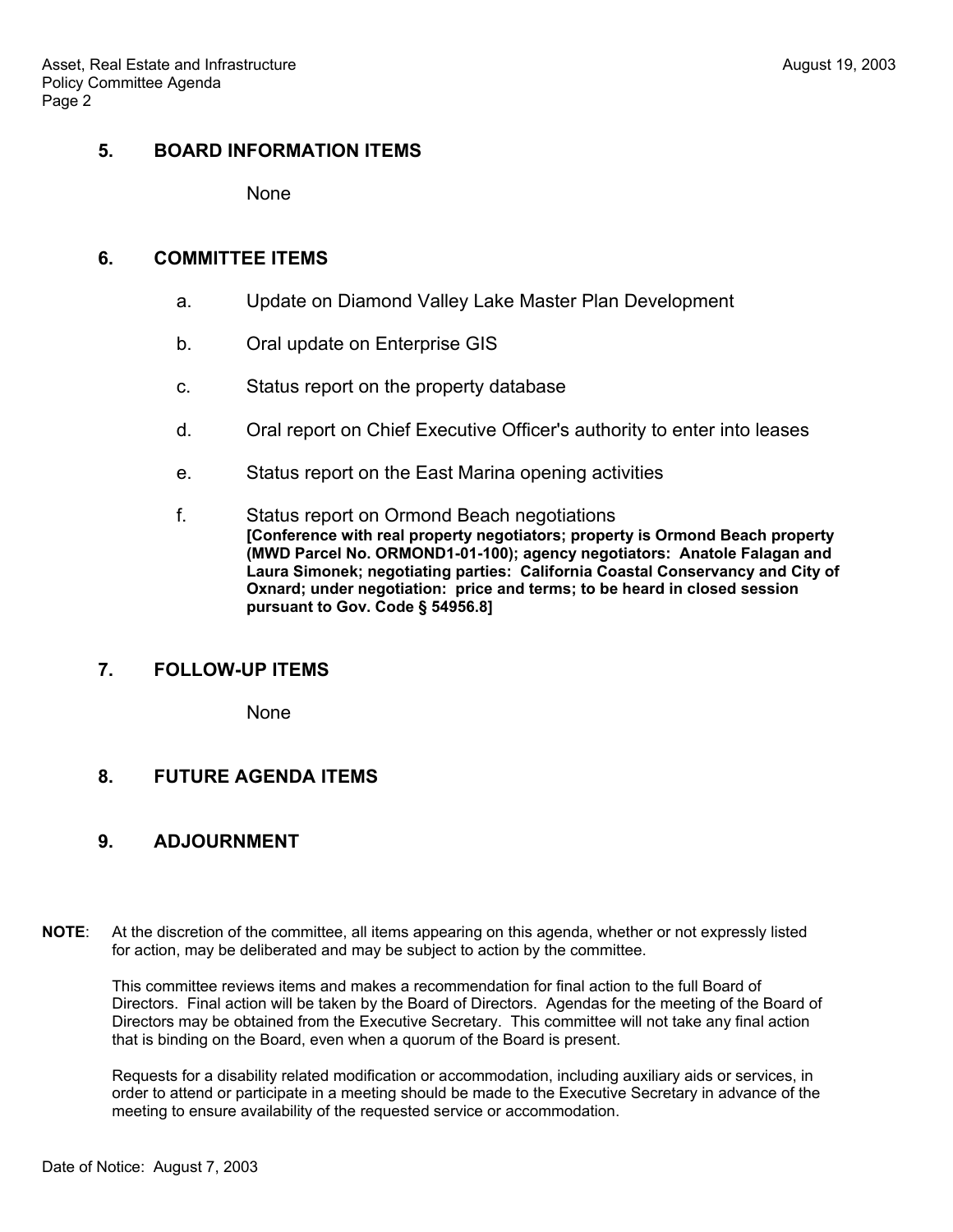## 5. BOARD INFORMATION ITEMS

None

## 6. COMMITTEE ITEMS

a. Update on Diamond Valley Lake Master Plan Development

b. Oral update on Enterprise GIS

c. Status report on the property database

d. Oral report on Chief Executive Officer's authority to enter into leases

e. Status report on the East Marina opening activities

f. Status report on Ormond Beach negotiations
**[Conference with real property negotiators; property is Ormond Beach property (MWD Parcel No. ORMOND1-01-100); agency negotiators: Anatole Falagan and Laura Simonek; negotiating parties: California Coastal Conservancy and City of Oxnard; under negotiation: price and terms; to be heard in closed session pursuant to Gov. Code § 54956.8]**

## 7. FOLLOW-UP ITEMS

None

## 8. FUTURE AGENDA ITEMS

## 9. ADJOURNMENT

**NOTE**: At the discretion of the committee, all items appearing on this agenda, whether or not expressly listed for action, may be deliberated and may be subject to action by the committee.

This committee reviews items and makes a recommendation for final action to the full Board of Directors. Final action will be taken by the Board of Directors. Agendas for the meeting of the Board of Directors may be obtained from the Executive Secretary. This committee will not take any final action that is binding on the Board, even when a quorum of the Board is present.

Requests for a disability related modification or accommodation, including auxiliary aids or services, in order to attend or participate in a meeting should be made to the Executive Secretary in advance of the meeting to ensure availability of the requested service or accommodation.

Date of Notice: August 7, 2003